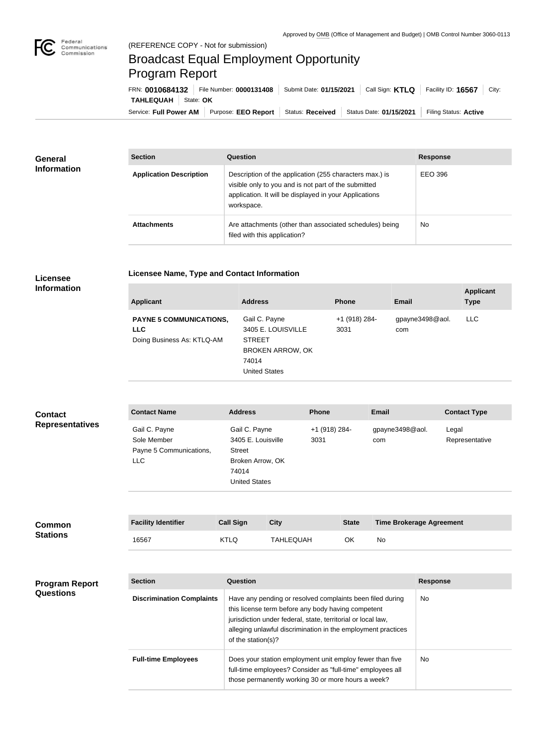Approved by OMB (Office of Management and Budget) | OMB Control Number 3060-0113

(REFERENCE COPY - Not for submission)

# Broadcast Equal Employment Opportunity Program Report

FRN: **0010684132** | File Number: **0000131408** | Submit Date: **01/15/2021** | Call Sign: **KTLQ** | Facility ID: **16567** | City: **TAHLEQUAH** | State: **OK**

Service: **Full Power AM** | Purpose: **EEO Report** | Status: **Received** | Status Date: **01/15/2021** | Filing Status: **Active**

## General Information

| Section | Question | Response |
| --- | --- | --- |
| **Application Description** | Description of the application (255 characters max.) is visible only to you and is not part of the submitted application. It will be displayed in your Applications workspace. | EEO 396 |
| **Attachments** | Are attachments (other than associated schedules) being filed with this application? | No |

## Licensee Information

### Licensee Name, Type and Contact Information

| Applicant | Address | Phone | Email | Applicant Type |
| --- | --- | --- | --- | --- |
| **PAYNE 5 COMMUNICATIONS, LLC**<br>Doing Business As: KTLQ-AM | Gail C. Payne<br>3405 E. LOUISVILLE STREET<br>BROKEN ARROW, OK 74014<br>United States | +1 (918) 284-3031 | gpayne3498@aol.com | LLC |

## Contact Representatives

| Contact Name | Address | Phone | Email | Contact Type |
| --- | --- | --- | --- | --- |
| Gail C. Payne<br>Sole Member<br>Payne 5 Communications, LLC | Gail C. Payne<br>3405 E. Louisville Street<br>Broken Arrow, OK 74014<br>United States | +1 (918) 284-3031 | gpayne3498@aol.com | Legal Representative |

## Common Stations

| Facility Identifier | Call Sign | City | State | Time Brokerage Agreement |
| --- | --- | --- | --- | --- |
| 16567 | KTLQ | TAHLEQUAH | OK | No |

## Program Report Questions

| Section | Question | Response |
| --- | --- | --- |
| **Discrimination Complaints** | Have any pending or resolved complaints been filed during this license term before any body having competent jurisdiction under federal, state, territorial or local law, alleging unlawful discrimination in the employment practices of the station(s)? | No |
| **Full-time Employees** | Does your station employment unit employ fewer than five full-time employees? Consider as "full-time" employees all those permanently working 30 or more hours a week? | No |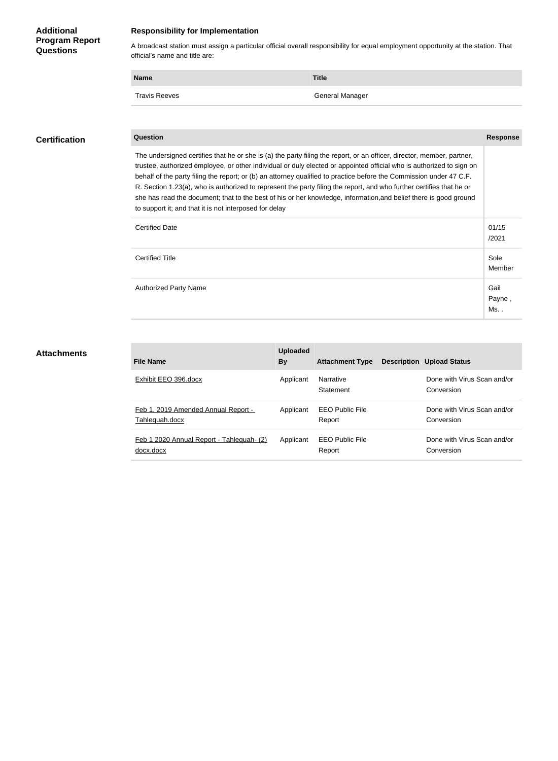## Additional Program Report Questions

### Responsibility for Implementation

A broadcast station must assign a particular official overall responsibility for equal employment opportunity at the station. That official's name and title are:

| Name | Title |
| --- | --- |
| Travis Reeves | General Manager |

## Certification

| Question | Response |
| --- | --- |
| The undersigned certifies that he or she is (a) the party filing the report, or an officer, director, member, partner, trustee, authorized employee, or other individual or duly elected or appointed official who is authorized to sign on behalf of the party filing the report; or (b) an attorney qualified to practice before the Commission under 47 C.F. R. Section 1.23(a), who is authorized to represent the party filing the report, and who further certifies that he or she has read the document; that to the best of his or her knowledge, information,and belief there is good ground to support it; and that it is not interposed for delay | |
| Certified Date | 01/15/2021 |
| Certified Title | Sole Member |
| Authorized Party Name | Gail Payne , Ms. . |

## Attachments

| File Name | Uploaded By | Attachment Type | Description | Upload Status |
| --- | --- | --- | --- | --- |
| Exhibit EEO 396.docx | Applicant | Narrative Statement | | Done with Virus Scan and/or Conversion |
| Feb 1, 2019 Amended Annual Report - Tahlequah.docx | Applicant | EEO Public File Report | | Done with Virus Scan and/or Conversion |
| Feb 1 2020 Annual Report - Tahlequah- (2) docx.docx | Applicant | EEO Public File Report | | Done with Virus Scan and/or Conversion |